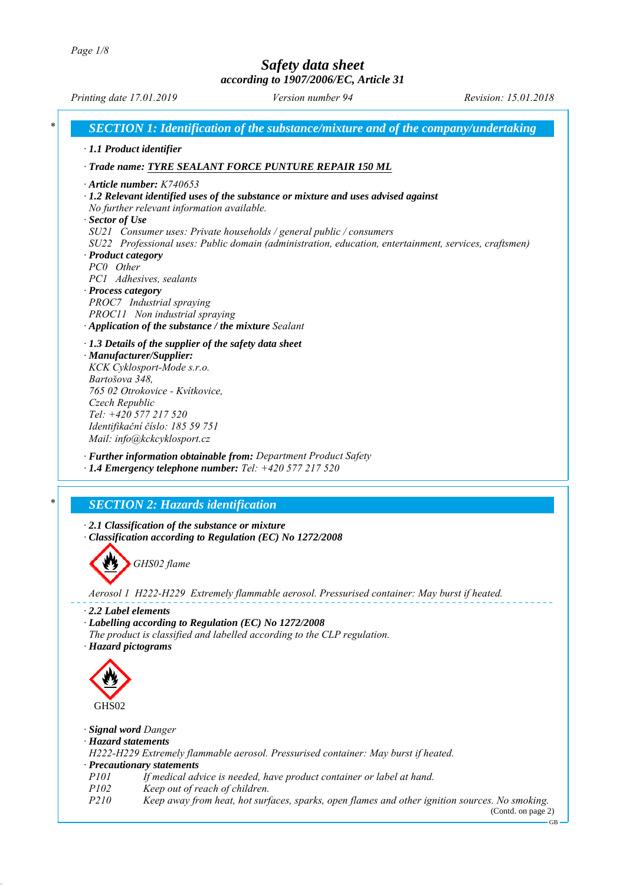# Safety data sheet

*according to 1907/2006/EC, Article 31*

*Printing date 17.01.2019* *Version number 94* *Revision: 15.01.2018*

## SECTION 1: Identification of the substance/mixture and of the company/undertaking

· **1.1 Product identifier**

· **Trade name: TYRE SEALANT FORCE PUNTURE REPAIR 150 ML**

· **Article number:** K740653

· **1.2 Relevant identified uses of the substance or mixture and uses advised against**
No further relevant information available.

· **Sector of Use**
SU21 Consumer uses: Private households / general public / consumers
SU22 Professional uses: Public domain (administration, education, entertainment, services, craftsmen)

· **Product category**
PC0 Other
PC1 Adhesives, sealants

· **Process category**
PROC7 Industrial spraying
PROC11 Non industrial spraying

· **Application of the substance / the mixture** Sealant

· **1.3 Details of the supplier of the safety data sheet**

· **Manufacturer/Supplier:**
KCK Cyklosport-Mode s.r.o.
Bartošova 348,
765 02 Otrokovice - Kvítkovice,
Czech Republic
Tel: +420 577 217 520
Identifikační číslo: 185 59 751
Mail: info@kckcyklosport.cz

· **Further information obtainable from:** Department Product Safety

· **1.4 Emergency telephone number:** Tel: +420 577 217 520

## SECTION 2: Hazards identification

· **2.1 Classification of the substance or mixture**

· **Classification according to Regulation (EC) No 1272/2008**

GHS02 flame

Aerosol 1 H222-H229 Extremely flammable aerosol. Pressurised container: May burst if heated.

· **2.2 Label elements**

· **Labelling according to Regulation (EC) No 1272/2008**
The product is classified and labelled according to the CLP regulation.

· **Hazard pictograms**

GHS02

· **Signal word** Danger

· **Hazard statements**
H222-H229 Extremely flammable aerosol. Pressurised container: May burst if heated.

· **Precautionary statements**

| | |
|---|---|
| P101 | If medical advice is needed, have product container or label at hand. |
| P102 | Keep out of reach of children. |
| P210 | Keep away from heat, hot surfaces, sparks, open flames and other ignition sources. No smoking. |

(Contd. on page 2)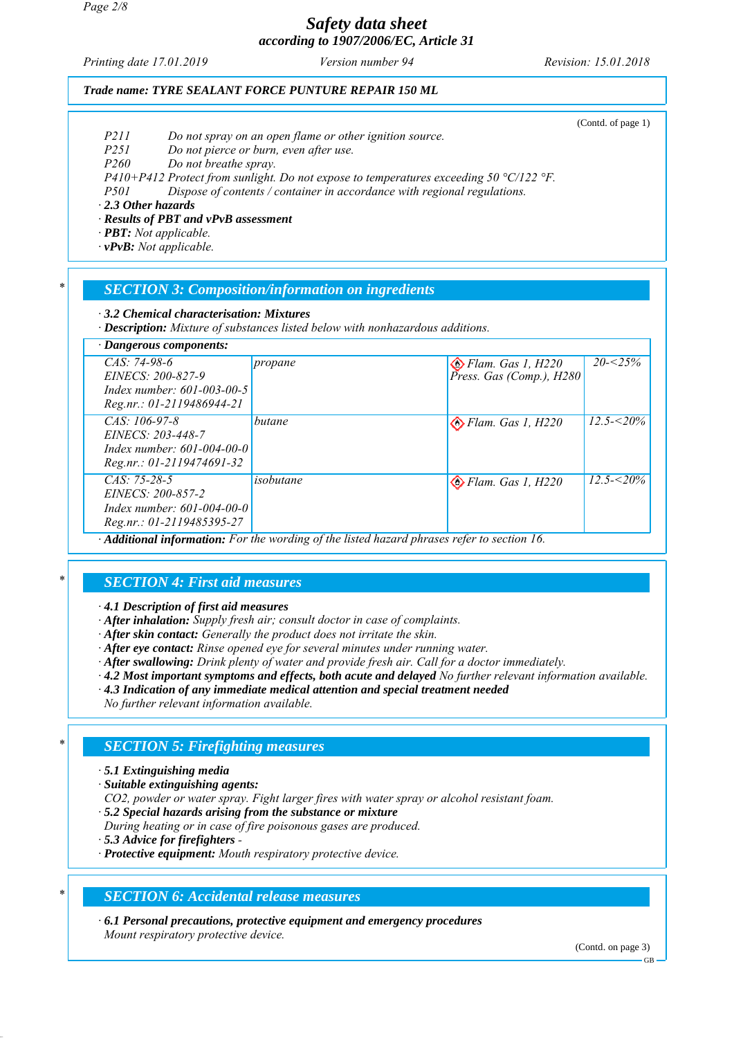Trade name: TYRE SEALANT FORCE PUNTURE REPAIR 150 ML

(Contd. of page 1)

- P211 Do not spray on an open flame or other ignition source.
- P251 Do not pierce or burn, even after use.
- P260 Do not breathe spray.
- P410+P412 Protect from sunlight. Do not expose to temperatures exceeding 50 °C/122 °F.
- P501 Dispose of contents / container in accordance with regional regulations.

· **2.3 Other hazards**
· **Results of PBT and vPvB assessment**
· **PBT:** Not applicable.
· **vPvB:** Not applicable.

## SECTION 3: Composition/information on ingredients

· **3.2 Chemical characterisation: Mixtures**
· **Description:** Mixture of substances listed below with nonhazardous additions.

· **Dangerous components:**

| Identifiers | Substance | Classification | Concentration |
|---|---|---|---|
| CAS: 74-98-6<br>EINECS: 200-827-9<br>Index number: 601-003-00-5<br>Reg.nr.: 01-2119486944-21 | propane | Flam. Gas 1, H220<br>Press. Gas (Comp.), H280 | 20-<25% |
| CAS: 106-97-8<br>EINECS: 203-448-7<br>Index number: 601-004-00-0<br>Reg.nr.: 01-2119474691-32 | butane | Flam. Gas 1, H220 | 12.5-<20% |
| CAS: 75-28-5<br>EINECS: 200-857-2<br>Index number: 601-004-00-0<br>Reg.nr.: 01-2119485395-27 | isobutane | Flam. Gas 1, H220 | 12.5-<20% |

· **Additional information:** For the wording of the listed hazard phrases refer to section 16.

## SECTION 4: First aid measures

· **4.1 Description of first aid measures**
· **After inhalation:** Supply fresh air; consult doctor in case of complaints.
· **After skin contact:** Generally the product does not irritate the skin.
· **After eye contact:** Rinse opened eye for several minutes under running water.
· **After swallowing:** Drink plenty of water and provide fresh air. Call for a doctor immediately.
· **4.2 Most important symptoms and effects, both acute and delayed** No further relevant information available.
· **4.3 Indication of any immediate medical attention and special treatment needed**
No further relevant information available.

## SECTION 5: Firefighting measures

· **5.1 Extinguishing media**
· **Suitable extinguishing agents:**
$CO_2$, powder or water spray. Fight larger fires with water spray or alcohol resistant foam.
· **5.2 Special hazards arising from the substance or mixture**
During heating or in case of fire poisonous gases are produced.
· **5.3 Advice for firefighters** -
· **Protective equipment:** Mouth respiratory protective device.

## SECTION 6: Accidental release measures

· **6.1 Personal precautions, protective equipment and emergency procedures**
Mount respiratory protective device.

(Contd. on page 3)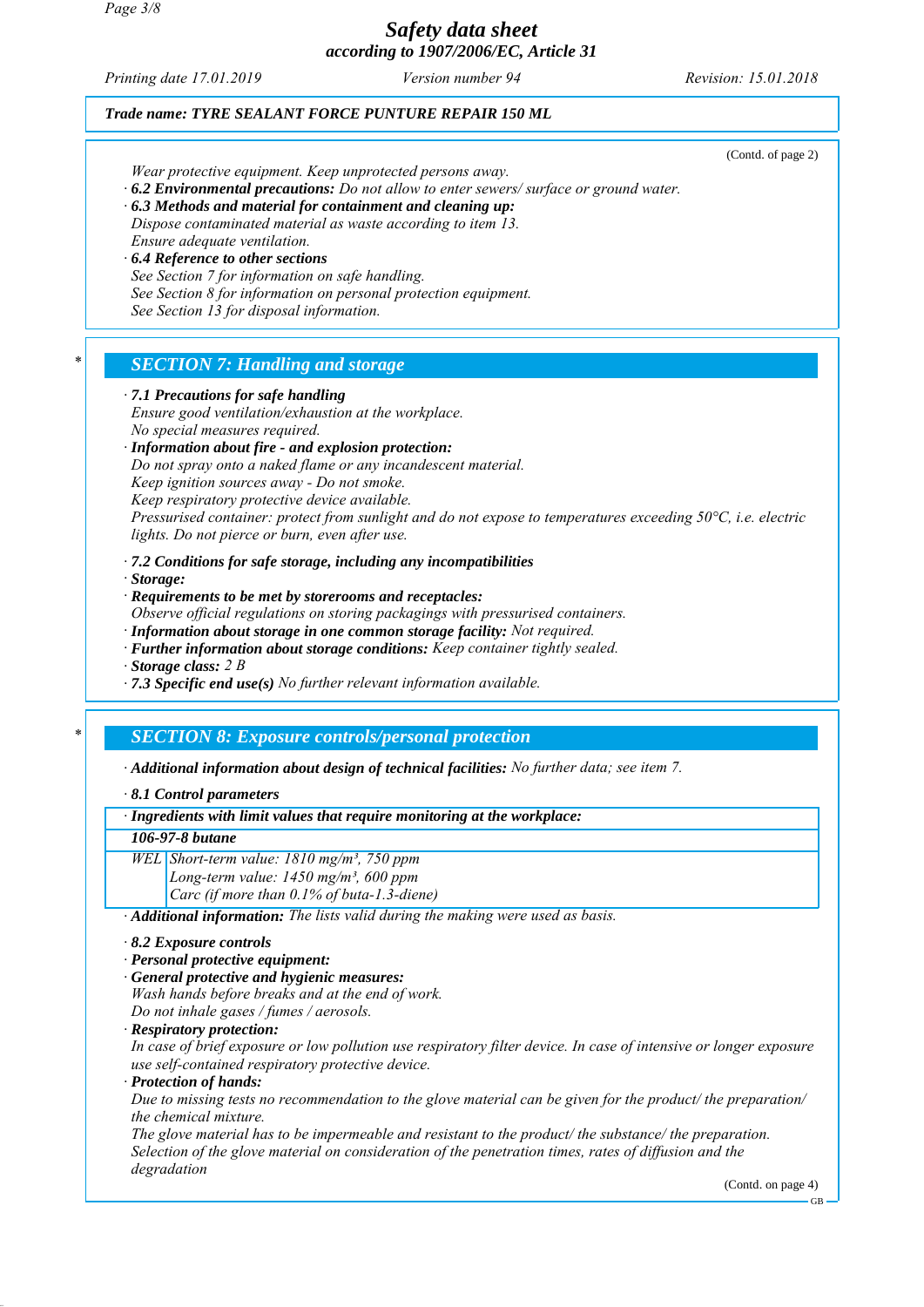Trade name: TYRE SEALANT FORCE PUNTURE REPAIR 150 ML

(Contd. of page 2)

Wear protective equipment. Keep unprotected persons away.

· **6.2 Environmental precautions:** Do not allow to enter sewers/ surface or ground water.

· **6.3 Methods and material for containment and cleaning up:**
Dispose contaminated material as waste according to item 13.
Ensure adequate ventilation.

· **6.4 Reference to other sections**
See Section 7 for information on safe handling.
See Section 8 for information on personal protection equipment.
See Section 13 for disposal information.

## * SECTION 7: Handling and storage

· **7.1 Precautions for safe handling**
Ensure good ventilation/exhaustion at the workplace.
No special measures required.

· **Information about fire - and explosion protection:**
Do not spray onto a naked flame or any incandescent material.
Keep ignition sources away - Do not smoke.
Keep respiratory protective device available.
Pressurised container: protect from sunlight and do not expose to temperatures exceeding 50°C, i.e. electric lights. Do not pierce or burn, even after use.

· **7.2 Conditions for safe storage, including any incompatibilities**

· **Storage:**

· **Requirements to be met by storerooms and receptacles:**
Observe official regulations on storing packagings with pressurised containers.

· **Information about storage in one common storage facility:** Not required.

· **Further information about storage conditions:** Keep container tightly sealed.

· **Storage class:** 2 B

· **7.3 Specific end use(s)** No further relevant information available.

## * SECTION 8: Exposure controls/personal protection

· **Additional information about design of technical facilities:** No further data; see item 7.

· **8.1 Control parameters**

| · Ingredients with limit values that require monitoring at the workplace: | |
|---|---|
| **106-97-8 butane** | |
| WEL | Short-term value: 1810 mg/m³, 750 ppm<br>Long-term value: 1450 mg/m³, 600 ppm<br>Carc (if more than 0.1% of buta-1.3-diene) |

· **Additional information:** The lists valid during the making were used as basis.

· **8.2 Exposure controls**

· **Personal protective equipment:**

· **General protective and hygienic measures:**
Wash hands before breaks and at the end of work.
Do not inhale gases / fumes / aerosols.

· **Respiratory protection:**
In case of brief exposure or low pollution use respiratory filter device. In case of intensive or longer exposure use self-contained respiratory protective device.

· **Protection of hands:**
Due to missing tests no recommendation to the glove material can be given for the product/ the preparation/ the chemical mixture.
The glove material has to be impermeable and resistant to the product/ the substance/ the preparation.
Selection of the glove material on consideration of the penetration times, rates of diffusion and the degradation

(Contd. on page 4)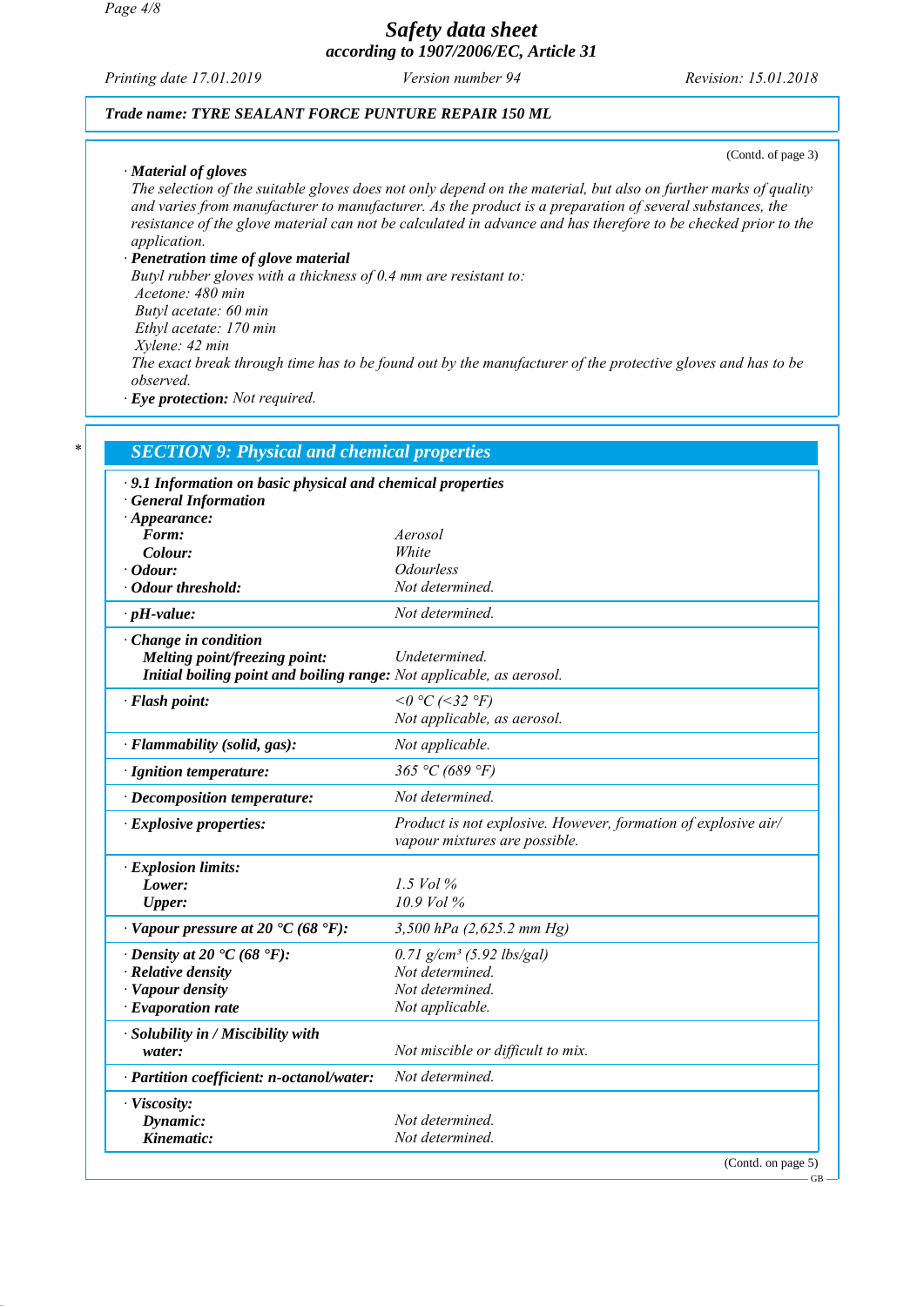**Trade name: TYRE SEALANT FORCE PUNTURE REPAIR 150 ML**

(Contd. of page 3)

· **Material of gloves**
The selection of the suitable gloves does not only depend on the material, but also on further marks of quality and varies from manufacturer to manufacturer. As the product is a preparation of several substances, the resistance of the glove material can not be calculated in advance and has therefore to be checked prior to the application.

· **Penetration time of glove material**
Butyl rubber gloves with a thickness of 0.4 mm are resistant to:
Acetone: 480 min
Butyl acetate: 60 min
Ethyl acetate: 170 min
Xylene: 42 min
The exact break through time has to be found out by the manufacturer of the protective gloves and has to be observed.

· **Eye protection:** Not required.

## SECTION 9: Physical and chemical properties

· **9.1 Information on basic physical and chemical properties**
· **General Information**

| | |
|---|---|
| · **Appearance:** | |
| **Form:** | Aerosol |
| **Colour:** | White |
| · **Odour:** | Odourless |
| · **Odour threshold:** | Not determined. |
| · **pH-value:** | Not determined. |
| · **Change in condition** | |
| **Melting point/freezing point:** | Undetermined. |
| **Initial boiling point and boiling range:** | Not applicable, as aerosol. |
| · **Flash point:** | <0 °C (<32 °F)<br>Not applicable, as aerosol. |
| · **Flammability (solid, gas):** | Not applicable. |
| · **Ignition temperature:** | 365 °C (689 °F) |
| · **Decomposition temperature:** | Not determined. |
| · **Explosive properties:** | Product is not explosive. However, formation of explosive air/vapour mixtures are possible. |
| · **Explosion limits:** | |
| **Lower:** | 1.5 Vol % |
| **Upper:** | 10.9 Vol % |
| · **Vapour pressure at 20 °C (68 °F):** | 3,500 hPa (2,625.2 mm Hg) |
| · **Density at 20 °C (68 °F):** | 0.71 g/cm³ (5.92 lbs/gal) |
| · **Relative density** | Not determined. |
| · **Vapour density** | Not determined. |
| · **Evaporation rate** | Not applicable. |
| · **Solubility in / Miscibility with water:** | Not miscible or difficult to mix. |
| · **Partition coefficient: n-octanol/water:** | Not determined. |
| · **Viscosity:** | |
| **Dynamic:** | Not determined. |
| **Kinematic:** | Not determined. |

(Contd. on page 5)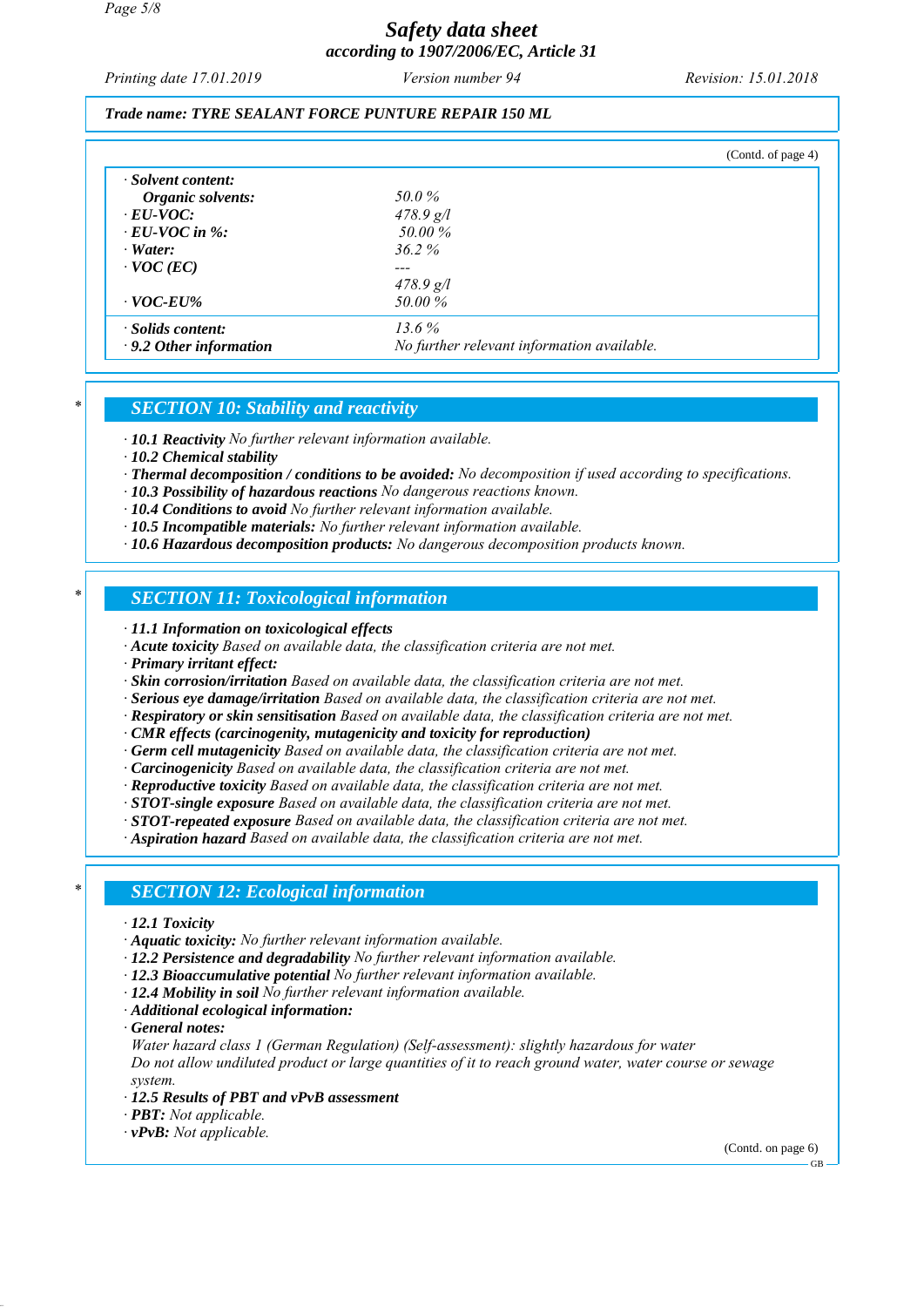**Trade name: TYRE SEALANT FORCE PUNTURE REPAIR 150 ML**

(Contd. of page 4)

| | |
|---|---|
| · **Solvent content:** | |
| **Organic solvents:** | 50.0 % |
| · **EU-VOC:** | 478.9 g/l |
| · **EU-VOC in %:** | 50.00 % |
| · **Water:** | 36.2 % |
| · **VOC (EC)** | --- |
| | 478.9 g/l |
| · **VOC-EU%** | 50.00 % |
| · **Solids content:** | 13.6 % |
| · **9.2 Other information** | No further relevant information available. |

## SECTION 10: Stability and reactivity

· **10.1 Reactivity** No further relevant information available.
· **10.2 Chemical stability**
· **Thermal decomposition / conditions to be avoided:** No decomposition if used according to specifications.
· **10.3 Possibility of hazardous reactions** No dangerous reactions known.
· **10.4 Conditions to avoid** No further relevant information available.
· **10.5 Incompatible materials:** No further relevant information available.
· **10.6 Hazardous decomposition products:** No dangerous decomposition products known.

## SECTION 11: Toxicological information

· **11.1 Information on toxicological effects**
· **Acute toxicity** Based on available data, the classification criteria are not met.
· **Primary irritant effect:**
· **Skin corrosion/irritation** Based on available data, the classification criteria are not met.
· **Serious eye damage/irritation** Based on available data, the classification criteria are not met.
· **Respiratory or skin sensitisation** Based on available data, the classification criteria are not met.
· **CMR effects (carcinogenity, mutagenicity and toxicity for reproduction)**
· **Germ cell mutagenicity** Based on available data, the classification criteria are not met.
· **Carcinogenicity** Based on available data, the classification criteria are not met.
· **Reproductive toxicity** Based on available data, the classification criteria are not met.
· **STOT-single exposure** Based on available data, the classification criteria are not met.
· **STOT-repeated exposure** Based on available data, the classification criteria are not met.
· **Aspiration hazard** Based on available data, the classification criteria are not met.

## SECTION 12: Ecological information

· **12.1 Toxicity**
· **Aquatic toxicity:** No further relevant information available.
· **12.2 Persistence and degradability** No further relevant information available.
· **12.3 Bioaccumulative potential** No further relevant information available.
· **12.4 Mobility in soil** No further relevant information available.
· **Additional ecological information:**
· **General notes:**
Water hazard class 1 (German Regulation) (Self-assessment): slightly hazardous for water
Do not allow undiluted product or large quantities of it to reach ground water, water course or sewage system.
· **12.5 Results of PBT and vPvB assessment**
· **PBT:** Not applicable.
· **vPvB:** Not applicable.

(Contd. on page 6)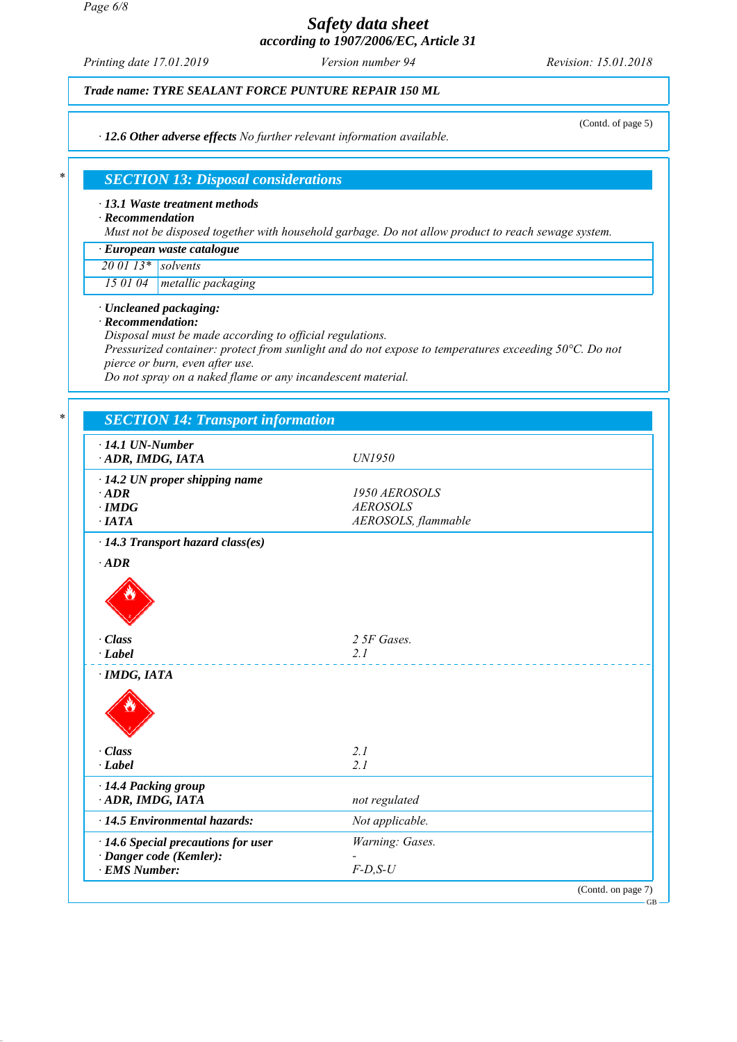Trade name: TYRE SEALANT FORCE PUNTURE REPAIR 150 ML

(Contd. of page 5)

· **12.6 Other adverse effects** *No further relevant information available.*

## SECTION 13: Disposal considerations

· **13.1 Waste treatment methods**
· **Recommendation**
*Must not be disposed together with household garbage. Do not allow product to reach sewage system.*

| · European waste catalogue | |
|---|---|
| 20 01 13* | solvents |
| 15 01 04 | metallic packaging |

· **Uncleaned packaging:**
· **Recommendation:**
*Disposal must be made according to official regulations.*
*Pressurized container: protect from sunlight and do not expose to temperatures exceeding 50°C. Do not pierce or burn, even after use.*
*Do not spray on a naked flame or any incandescent material.*

## SECTION 14: Transport information

| | |
|---|---|
| · **14.1 UN-Number** | |
| · **ADR, IMDG, IATA** | UN1950 |
| · **14.2 UN proper shipping name** | |
| · **ADR** | 1950 AEROSOLS |
| · **IMDG** | AEROSOLS |
| · **IATA** | AEROSOLS, flammable |
| · **14.3 Transport hazard class(es)** | |
| · **ADR** | |
| · **Class** | 2 5F Gases. |
| · **Label** | 2.1 |
| · **IMDG, IATA** | |
| · **Class** | 2.1 |
| · **Label** | 2.1 |
| · **14.4 Packing group** | |
| · **ADR, IMDG, IATA** | not regulated |
| · **14.5 Environmental hazards:** | Not applicable. |
| · **14.6 Special precautions for user** | Warning: Gases. |
| · **Danger code (Kemler):** | - |
| · **EMS Number:** | F-D,S-U |

(Contd. on page 7)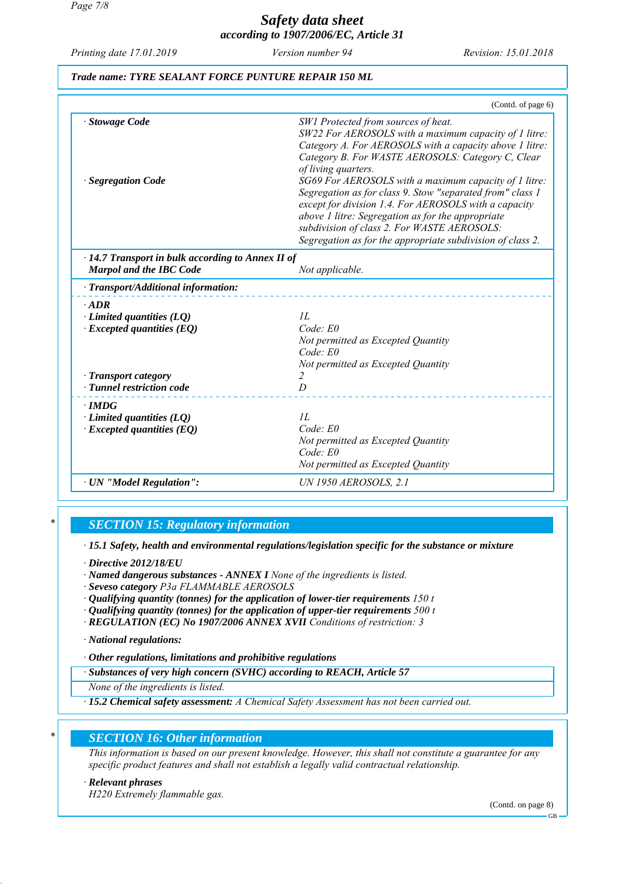**Trade name: TYRE SEALANT FORCE PUNTURE REPAIR 150 ML**

(Contd. of page 6)

| | |
|---|---|
| · **Stowage Code** | SW1 Protected from sources of heat. SW22 For AEROSOLS with a maximum capacity of 1 litre: Category A. For AEROSOLS with a capacity above 1 litre: Category B. For WASTE AEROSOLS: Category C, Clear of living quarters. |
| · **Segregation Code** | SG69 For AEROSOLS with a maximum capacity of 1 litre: Segregation as for class 9. Stow "separated from" class 1 except for division 1.4. For AEROSOLS with a capacity above 1 litre: Segregation as for the appropriate subdivision of class 2. For WASTE AEROSOLS: Segregation as for the appropriate subdivision of class 2. |
| · **14.7 Transport in bulk according to Annex II of Marpol and the IBC Code** | Not applicable. |
| · **Transport/Additional information:** | |
| · **ADR** | |
| · **Limited quantities (LQ)** | 1L |
| · **Excepted quantities (EQ)** | Code: E0<br>Not permitted as Excepted Quantity<br>Code: E0<br>Not permitted as Excepted Quantity |
| · **Transport category** | 2 |
| · **Tunnel restriction code** | D |
| · **IMDG** | |
| · **Limited quantities (LQ)** | 1L |
| · **Excepted quantities (EQ)** | Code: E0<br>Not permitted as Excepted Quantity<br>Code: E0<br>Not permitted as Excepted Quantity |
| · **UN "Model Regulation":** | UN 1950 AEROSOLS, 2.1 |

## SECTION 15: Regulatory information

· **15.1 Safety, health and environmental regulations/legislation specific for the substance or mixture**

· **Directive 2012/18/EU**
· **Named dangerous substances - ANNEX I** None of the ingredients is listed.
· **Seveso category** P3a FLAMMABLE AEROSOLS
· **Qualifying quantity (tonnes) for the application of lower-tier requirements** 150 t
· **Qualifying quantity (tonnes) for the application of upper-tier requirements** 500 t
· **REGULATION (EC) No 1907/2006 ANNEX XVII** Conditions of restriction: 3

· **National regulations:**

· **Other regulations, limitations and prohibitive regulations**

· **Substances of very high concern (SVHC) according to REACH, Article 57**
None of the ingredients is listed.

· **15.2 Chemical safety assessment:** A Chemical Safety Assessment has not been carried out.

## SECTION 16: Other information

This information is based on our present knowledge. However, this shall not constitute a guarantee for any specific product features and shall not establish a legally valid contractual relationship.

· **Relevant phrases**
H220 Extremely flammable gas.

(Contd. on page 8)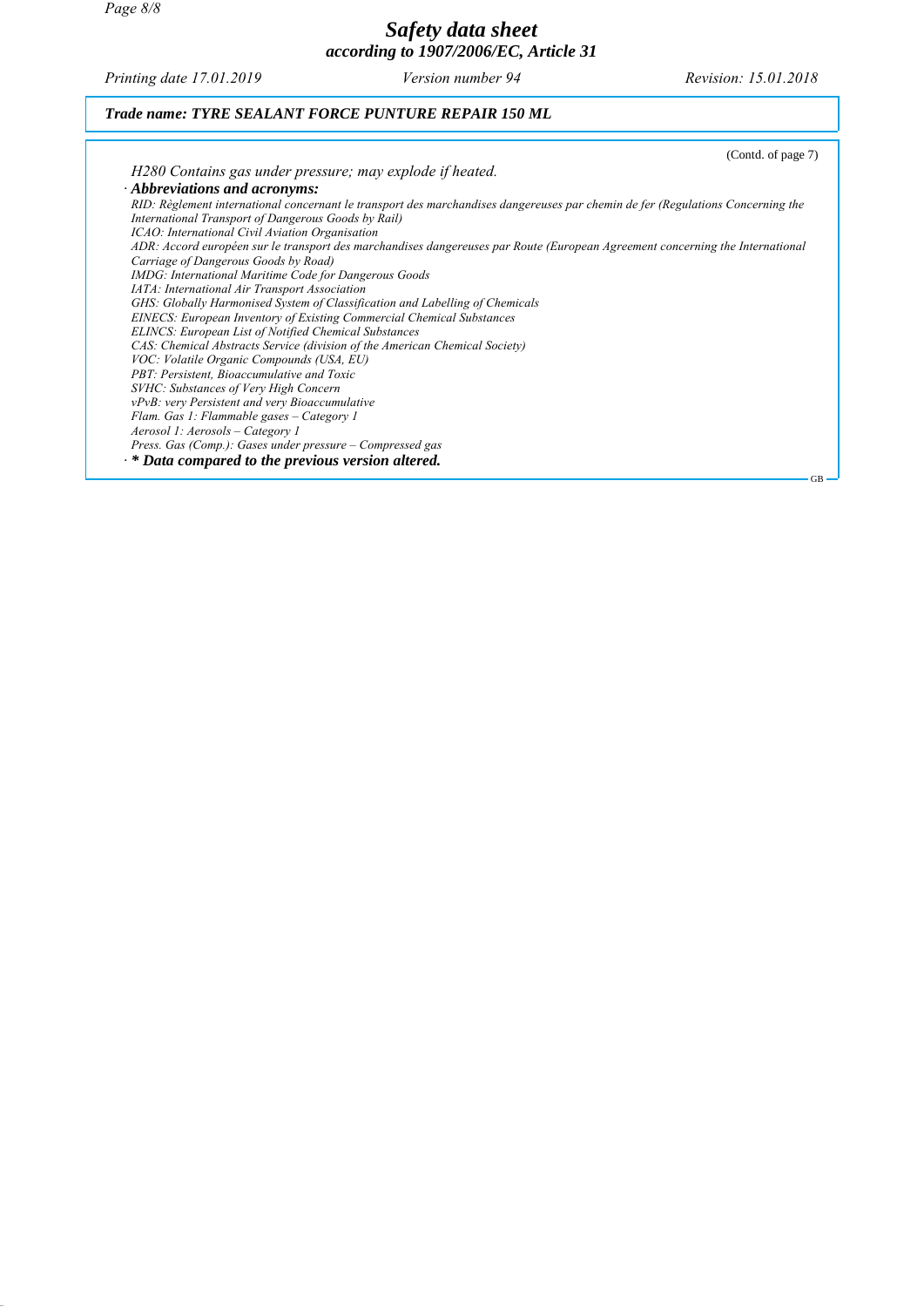*Trade name: TYRE SEALANT FORCE PUNTURE REPAIR 150 ML*

(Contd. of page 7)

*H280 Contains gas under pressure; may explode if heated.*

**· *Abbreviations and acronyms:***

*RID: Règlement international concernant le transport des marchandises dangereuses par chemin de fer (Regulations Concerning the International Transport of Dangerous Goods by Rail)*
*ICAO: International Civil Aviation Organisation*
*ADR: Accord européen sur le transport des marchandises dangereuses par Route (European Agreement concerning the International Carriage of Dangerous Goods by Road)*
*IMDG: International Maritime Code for Dangerous Goods*
*IATA: International Air Transport Association*
*GHS: Globally Harmonised System of Classification and Labelling of Chemicals*
*EINECS: European Inventory of Existing Commercial Chemical Substances*
*ELINCS: European List of Notified Chemical Substances*
*CAS: Chemical Abstracts Service (division of the American Chemical Society)*
*VOC: Volatile Organic Compounds (USA, EU)*
*PBT: Persistent, Bioaccumulative and Toxic*
*SVHC: Substances of Very High Concern*
*vPvB: very Persistent and very Bioaccumulative*
*Flam. Gas 1: Flammable gases – Category 1*
*Aerosol 1: Aerosols – Category 1*
*Press. Gas (Comp.): Gases under pressure – Compressed gas*

**· *\* Data compared to the previous version altered.***